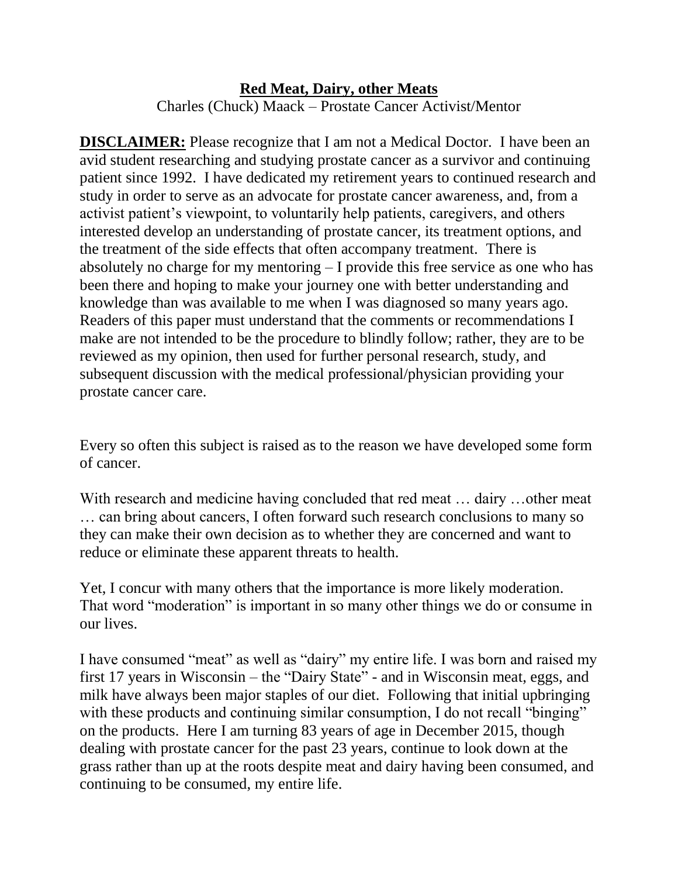# Red Meat, Dairy, other Meats

Charles (Chuck) Maack – Prostate Cancer Activist/Mentor

**DISCLAIMER:** Please recognize that I am not a Medical Doctor. I have been an avid student researching and studying prostate cancer as a survivor and continuing patient since 1992. I have dedicated my retirement years to continued research and study in order to serve as an advocate for prostate cancer awareness, and, from a activist patient's viewpoint, to voluntarily help patients, caregivers, and others interested develop an understanding of prostate cancer, its treatment options, and the treatment of the side effects that often accompany treatment. There is absolutely no charge for my mentoring – I provide this free service as one who has been there and hoping to make your journey one with better understanding and knowledge than was available to me when I was diagnosed so many years ago. Readers of this paper must understand that the comments or recommendations I make are not intended to be the procedure to blindly follow; rather, they are to be reviewed as my opinion, then used for further personal research, study, and subsequent discussion with the medical professional/physician providing your prostate cancer care.

Every so often this subject is raised as to the reason we have developed some form of cancer.

With research and medicine having concluded that red meat … dairy …other meat … can bring about cancers, I often forward such research conclusions to many so they can make their own decision as to whether they are concerned and want to reduce or eliminate these apparent threats to health.

Yet, I concur with many others that the importance is more likely moderation. That word "moderation" is important in so many other things we do or consume in our lives.

I have consumed "meat" as well as "dairy" my entire life. I was born and raised my first 17 years in Wisconsin – the "Dairy State" - and in Wisconsin meat, eggs, and milk have always been major staples of our diet. Following that initial upbringing with these products and continuing similar consumption, I do not recall "binging" on the products. Here I am turning 83 years of age in December 2015, though dealing with prostate cancer for the past 23 years, continue to look down at the grass rather than up at the roots despite meat and dairy having been consumed, and continuing to be consumed, my entire life.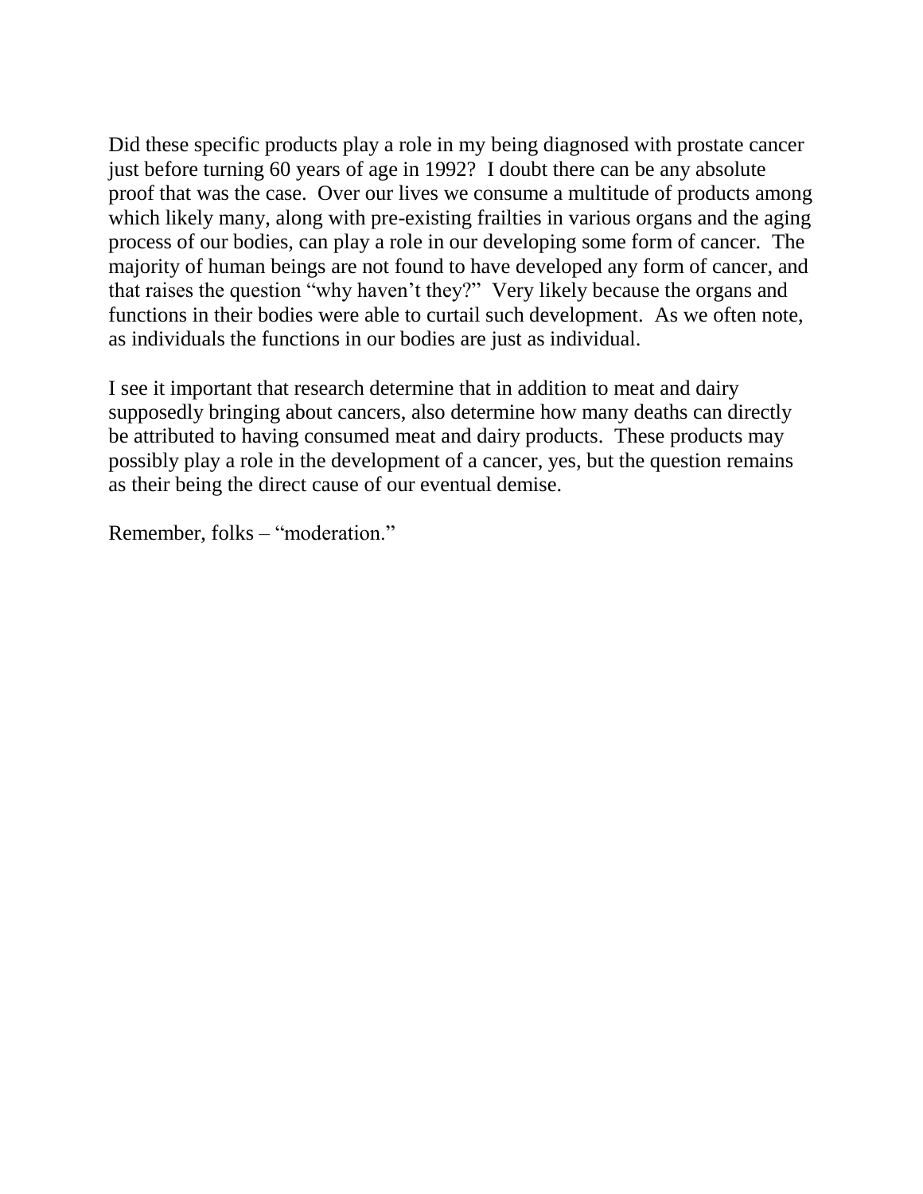Did these specific products play a role in my being diagnosed with prostate cancer just before turning 60 years of age in 1992? I doubt there can be any absolute proof that was the case. Over our lives we consume a multitude of products among which likely many, along with pre-existing frailties in various organs and the aging process of our bodies, can play a role in our developing some form of cancer. The majority of human beings are not found to have developed any form of cancer, and that raises the question "why haven't they?" Very likely because the organs and functions in their bodies were able to curtail such development. As we often note, as individuals the functions in our bodies are just as individual.

I see it important that research determine that in addition to meat and dairy supposedly bringing about cancers, also determine how many deaths can directly be attributed to having consumed meat and dairy products. These products may possibly play a role in the development of a cancer, yes, but the question remains as their being the direct cause of our eventual demise.

Remember, folks – "moderation."